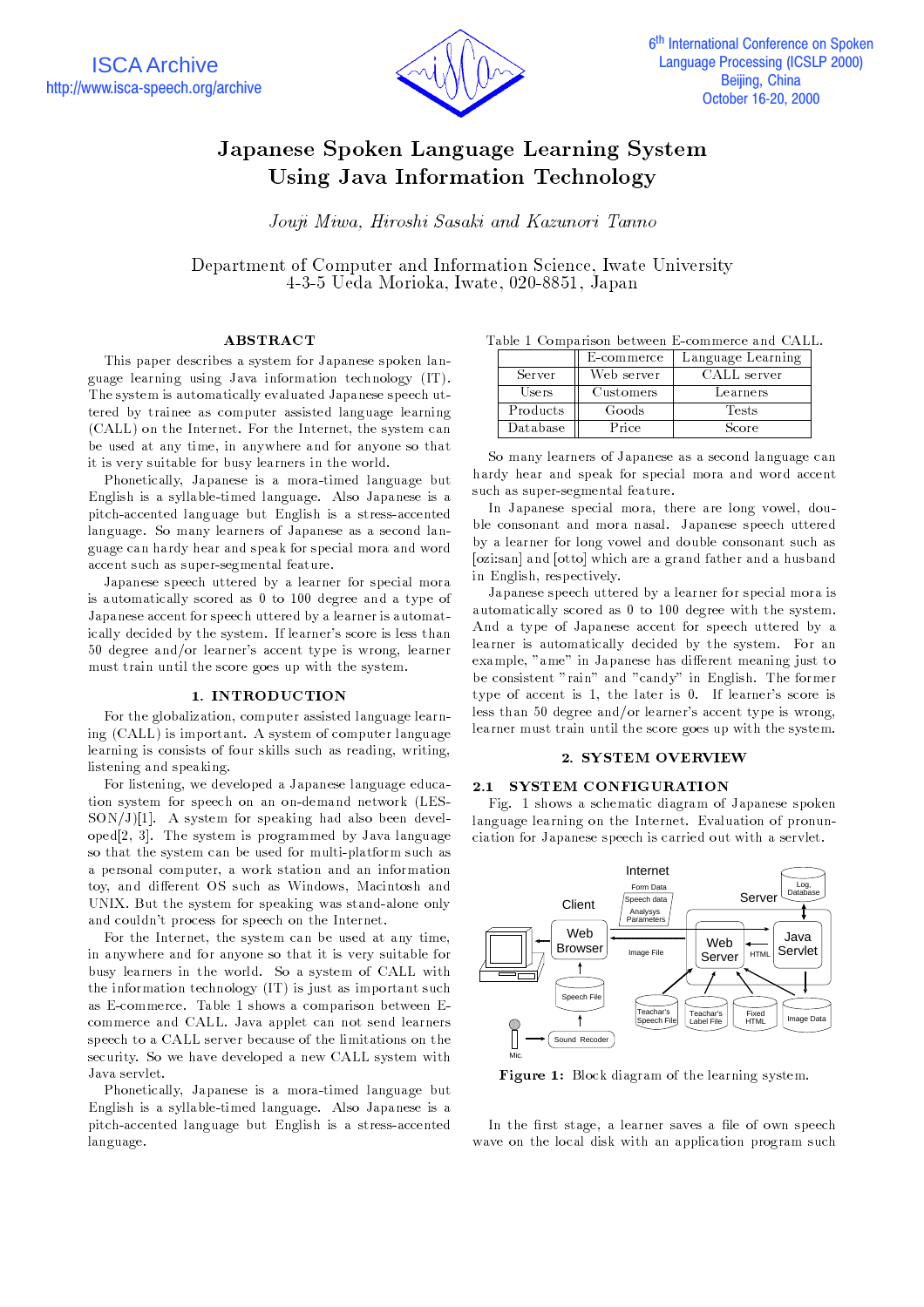# Japanese Spoken Language Learning System Using Java Information Technology

*Jouji Miwa, Hiroshi Sasaki and Kazunori Tanno*

Department of Computer and Information Science, Iwate University
4-3-5 Ueda Morioka, Iwate, 020-8851, Japan

## ABSTRACT

This paper describes a system for Japanese spoken language learning using Java information technology (IT). The system is automatically evaluated Japanese speech uttered by trainee as computer assisted language learning (CALL) on the Internet. For the Internet, the system can be used at any time, in anywhere and for anyone so that it is very suitable for busy learners in the world.

Phonetically, Japanese is a mora-timed language but English is a syllable-timed language. Also Japanese is a pitch-accented language but English is a stress-accented language. So many learners of Japanese as a second language can hardy hear and speak for special mora and word accent such as super-segmental feature.

Japanese speech uttered by a learner for special mora is automatically scored as 0 to 100 degree and a type of Japanese accent for speech uttered by a learner is automatically decided by the system. If learner's score is less than 50 degree and/or learner's accent type is wrong, learner must train until the score goes up with the system.

## 1. INTRODUCTION

For the globalization, computer assisted language learning (CALL) is important. A system of computer language learning is consists of four skills such as reading, writing, listening and speaking.

For listening, we developed a Japanese language education system for speech on an on-demand network (LESSON/J)[1]. A system for speaking had also been developed[2, 3]. The system is programmed by Java language so that the system can be used for multi-platform such as a personal computer, a work station and an information toy, and different OS such as Windows, Macintosh and UNIX. But the system for speaking was stand-alone only and couldn't process for speech on the Internet.

For the Internet, the system can be used at any time, in anywhere and for anyone so that it is very suitable for busy learners in the world. So a system of CALL with the information technology (IT) is just as important such as E-commerce. Table 1 shows a comparison between E-commerce and CALL. Java applet can not send learners speech to a CALL server because of the limitations on the security. So we have developed a new CALL system with Java servlet.

Phonetically, Japanese is a mora-timed language but English is a syllable-timed language. Also Japanese is a pitch-accented language but English is a stress-accented language.

Table 1 Comparison between E-commerce and CALL.

| | E-commerce | Language Learning |
|---|---|---|
| Server | Web server | CALL server |
| Users | Customers | Learners |
| Products | Goods | Tests |
| Database | Price | Score |

So many learners of Japanese as a second language can hardy hear and speak for special mora and word accent such as super-segmental feature.

In Japanese special mora, there are long vowel, double consonant and mora nasal. Japanese speech uttered by a learner for long vowel and double consonant such as [ozi:san] and [otto] which are a grand father and a husband in English, respectively.

Japanese speech uttered by a learner for special mora is automatically scored as 0 to 100 degree with the system. And a type of Japanese accent for speech uttered by a learner is automatically decided by the system. For an example, "ame" in Japanese has different meaning just to be consistent "rain" and "candy" in English. The former type of accent is 1, the later is 0. If learner's score is less than 50 degree and/or learner's accent type is wrong, learner must train until the score goes up with the system.

## 2. SYSTEM OVERVIEW

### 2.1 SYSTEM CONFIGURATION

Fig. 1 shows a schematic diagram of Japanese spoken language learning on the Internet. Evaluation of pronunciation for Japanese speech is carried out with a servlet.

Internet
Form Data
Speech data
Analysys Parameters
Client
Server
Log, Database
Web Browser
Image File
Web Server
HTML
Java Servlet
Speech File
Teachar's Speech File
Teachar's Label File
Fixed HTML
Image Data
Mic.
Sound Recoder

**Figure 1:** Block diagram of the learning system.

In the first stage, a learner saves a file of own speech wave on the local disk with an application program such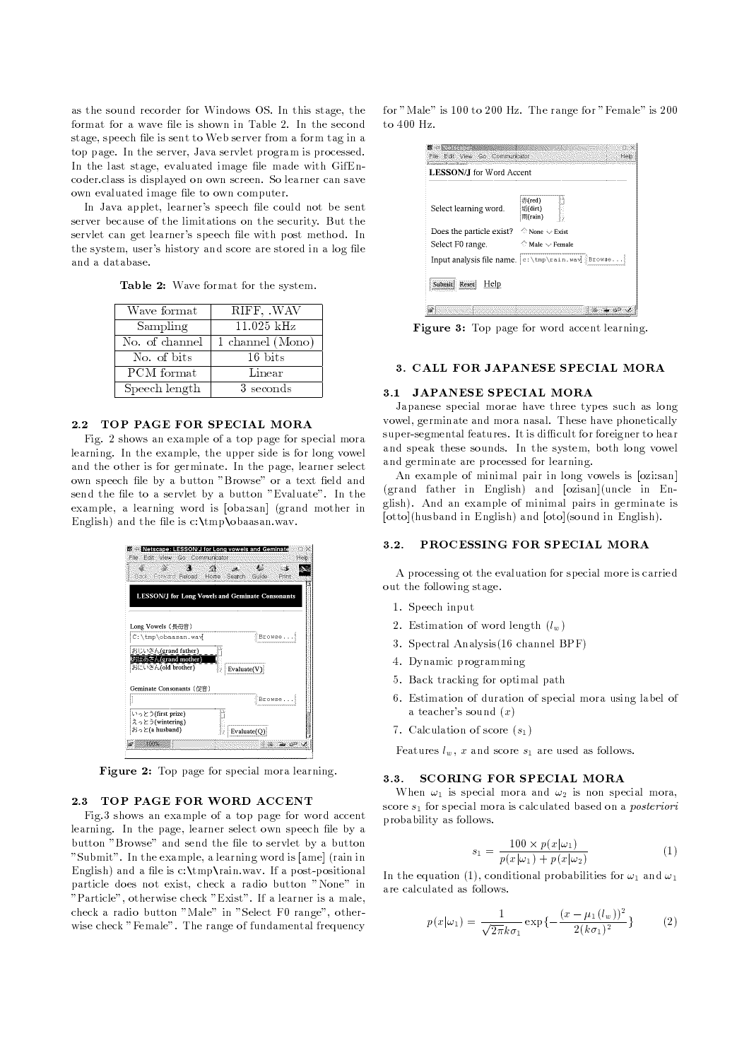as the sound recorder for Windows OS. In this stage, the format for a wave file is shown in Table 2. In the second stage, speech file is sent to Web server from a form tag in a top page. In the server, Java servlet program is processed. In the last stage, evaluated image file made with GifEncoder.class is displayed on own screen. So learner can save own evaluated image file to own computer.

In Java applet, learner's speech file could not be sent server because of the limitations on the security. But the servlet can get learner's speech file with post method. In the system, user's history and score are stored in a log file and a database.

**Table 2:** Wave format for the system.

| Wave format | RIFF, .WAV |
|---|---|
| Sampling | 11.025 kHz |
| No. of channel | 1 channel (Mono) |
| No. of bits | 16 bits |
| PCM format | Linear |
| Speech length | 3 seconds |

## 2.2 TOP PAGE FOR SPECIAL MORA

Fig. 2 shows an example of a top page for special mora learning. In the example, the upper side is for long vowel and the other is for germinate. In the page, learner select own speech file by a button "Browse" or a text field and send the file to a servlet by a button "Evaluate". In the example, a learning word is [oba:san] (grand mother in English) and the file is c:\tmp\obaasan.wav.

**Figure 2:** Top page for special mora learning.

## 2.3 TOP PAGE FOR WORD ACCENT

Fig.3 shows an example of a top page for word accent learning. In the page, learner select own speech file by a button "Browse" and send the file to servlet by a button "Submit". In the example, a learning word is [ame] (rain in English) and a file is c:\tmp\rain.wav. If a post-positional particle does not exist, check a radio button "None" in "Particle", otherwise check "Exist". If a learner is a male, check a radio button "Male" in "Select F0 range", otherwise check "Female". The range of fundamental frequency for "Male" is 100 to 200 Hz. The range for "Female" is 200 to 400 Hz.

**Figure 3:** Top page for word accent learning.

# 3. CALL FOR JAPANESE SPECIAL MORA

## 3.1 JAPANESE SPECIAL MORA

Japanese special morae have three types such as long vowel, germinate and mora nasal. These have phonetically super-segmental features. It is difficult for foreigner to hear and speak these sounds. In the system, both long vowel and germinate are processed for learning.

An example of minimal pair in long vowels is [ozi:san] (grand father in English) and [ozisan](uncle in English). And an example of minimal pairs in germinate is [otto](husband in English) and [oto](sound in English).

## 3.2. PROCESSING FOR SPECIAL MORA

A processing ot the evaluation for special more is carried out the following stage.

1. Speech input
2. Estimation of word length ($l_w$)
3. Spectral Analysis(16 channel BPF)
4. Dynamic programming
5. Back tracking for optimal path
6. Estimation of duration of special mora using label of a teacher's sound ($x$)
7. Calculation of score ($s_1$)

Features $l_w$, $x$ and score $s_1$ are used as follows.

## 3.3. SCORING FOR SPECIAL MORA

When $\omega_1$ is special mora and $\omega_2$ is non special mora, score $s_1$ for special mora is calculated based on a *posteriori* probability as follows.

$$s_1 = \frac{100 \times p(x|\omega_1)}{p(x|\omega_1) + p(x|\omega_2)} \qquad (1)$$

In the equation (1), conditional probabilities for $\omega_1$ and $\omega_1$ are calculated as follows.

$$p(x|\omega_1) = \frac{1}{\sqrt{2\pi}k\sigma_1} \exp\{-\frac{(x - \mu_1(l_w))^2}{2(k\sigma_1)^2}\} \qquad (2)$$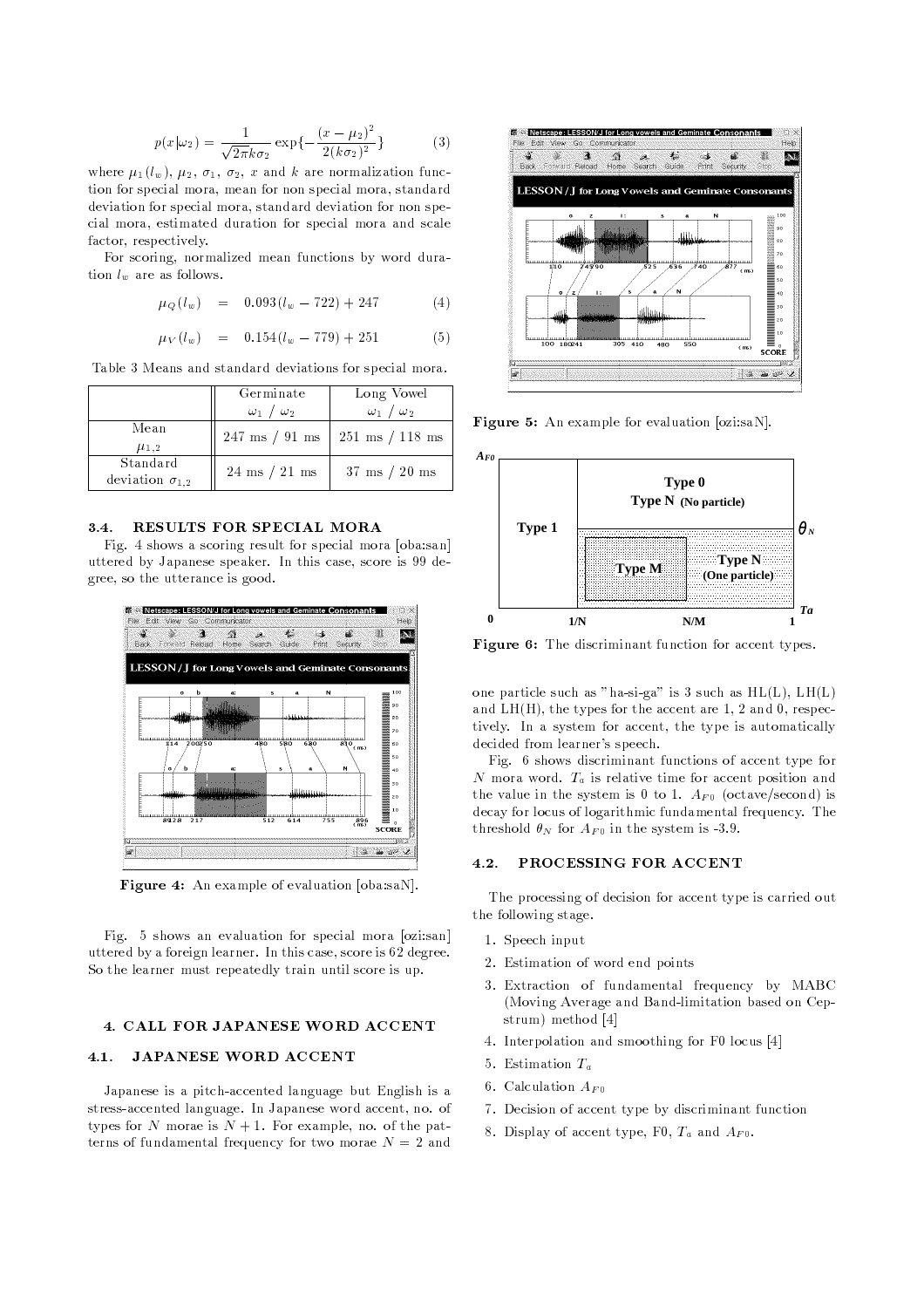$$p(x|\omega_2) = \frac{1}{\sqrt{2\pi}k\sigma_2} \exp\{-\frac{(x-\mu_2)^2}{2(k\sigma_2)^2}\} \qquad (3)$$

where $\mu_1(l_w)$, $\mu_2$, $\sigma_1$, $\sigma_2$, $x$ and $k$ are normalization function for special mora, mean for non special mora, standard deviation for special mora, standard deviation for non special mora, estimated duration for special mora and scale factor, respectively.

For scoring, normalized mean functions by word duration $l_w$ are as follows.

$$\mu_Q(l_w) = 0.093(l_w - 722) + 247 \qquad (4)$$

$$\mu_V(l_w) = 0.154(l_w - 779) + 251 \qquad (5)$$

Table 3 Means and standard deviations for special mora.

| | Germinate $\omega_1$ / $\omega_2$ | Long Vowel $\omega_1$ / $\omega_2$ |
|---|---|---|
| Mean $\mu_{1,2}$ | 247 ms / 91 ms | 251 ms / 118 ms |
| Standard deviation $\sigma_{1,2}$ | 24 ms / 21 ms | 37 ms / 20 ms |

### 3.4. RESULTS FOR SPECIAL MORA

Fig. 4 shows a scoring result for special mora [oba:san] uttered by Japanese speaker. In this case, score is 99 degree, so the utterance is good.

Figure 4: An example of evaluation [oba:saN].

Fig. 5 shows an evaluation for special mora [ozi:san] uttered by a foreign learner. In this case, score is 62 degree. So the learner must repeatedly train until score is up.

## 4. CALL FOR JAPANESE WORD ACCENT

### 4.1. JAPANESE WORD ACCENT

Japanese is a pitch-accented language but English is a stress-accented language. In Japanese word accent, no. of types for $N$ morae is $N+1$. For example, no. of the patterns of fundamental frequency for two morae $N = 2$ and

Figure 5: An example for evaluation [ozi:saN].

$A_{F0}$
Type 0
Type N (No particle)
Type 1
$\theta_N$
Type M
Type N (One particle)
$Ta$
0
1/N
N/M
1

Figure 6: The discriminant function for accent types.

one particle such as "ha-si-ga" is 3 such as HL(L), LH(L) and LH(H), the types for the accent are 1, 2 and 0, respectively. In a system for accent, the type is automatically decided from learner's speech.

Fig. 6 shows discriminant functions of accent type for $N$ mora word. $T_a$ is relative time for accent position and the value in the system is 0 to 1. $A_{F0}$ (octave/second) is decay for locus of logarithmic fundamental frequency. The threshold $\theta_N$ for $A_{F0}$ in the system is -3.9.

### 4.2. PROCESSING FOR ACCENT

The processing of decision for accent type is carried out the following stage.

1. Speech input
2. Estimation of word end points
3. Extraction of fundamental frequency by MABC (Moving Average and Band-limitation based on Cepstrum) method [4]
4. Interpolation and smoothing for F0 locus [4]
5. Estimation $T_a$
6. Calculation $A_{F0}$
7. Decision of accent type by discriminant function
8. Display of accent type, F0, $T_a$ and $A_{F0}$.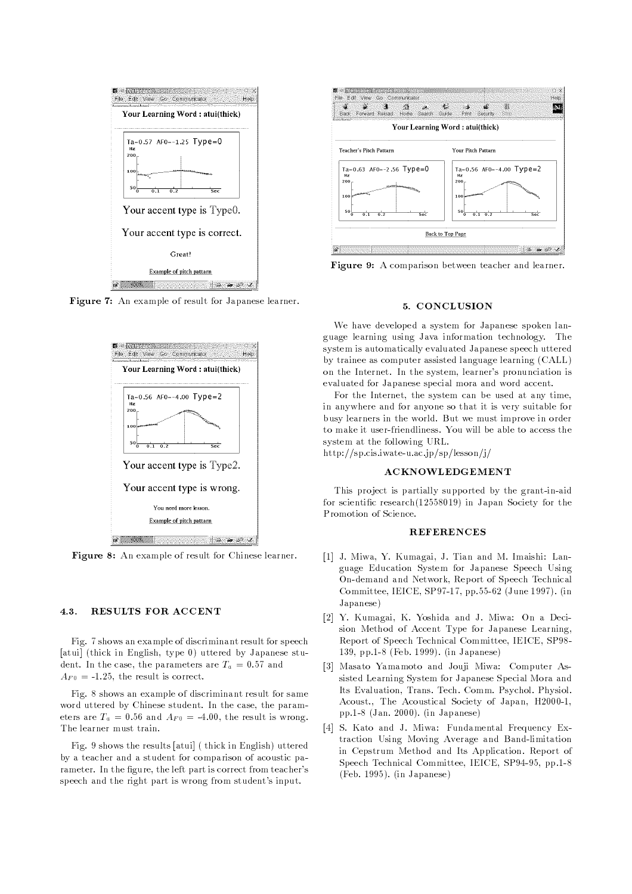Your Learning Word : atui(thick)

Ta=0.57 AF0=-1.25 Type=0

Hz

200

100

50

0 0.1 0.2 sec

Your accent type is Type0.

Your accent type is correct.

Great!

Example of pitch pattarn

**Figure 7:** An example of result for Japanese learner.

Your Learning Word : atui(thick)

Ta=0.56 AF0=-4.00 Type=2

Hz

200

100

50

0 0.1 0.2 sec

Your accent type is Type2.

Your accent type is wrong.

You need more lesson.

Example of pitch pattarn

**Figure 8:** An example of result for Chinese learner.

### 4.3. RESULTS FOR ACCENT

Fig. 7 shows an example of discriminant result for speech [atui] (thick in English, type 0) uttered by Japanese student. In the case, the parameters are $T_a = 0.57$ and $A_{F0} = -1.25$, the result is correct.

Fig. 8 shows an example of discriminant result for same word uttered by Chinese student. In the case, the parameters are $T_a = 0.56$ and $A_{F0} = -4.00$, the result is wrong. The learner must train.

Fig. 9 shows the results [atui] ( thick in English) uttered by a teacher and a student for comparison of acoustic parameter. In the figure, the left part is correct from teacher's speech and the right part is wrong from student's input.

Your Learning Word : atui(thick)

Teacher's Pitch Pattarn

Ta=0.63 AF0=-2.56 Type=0

Hz

200

100

50

0 0.1 0.2 sec

Your Pitch Pattarn

Ta=0.56 AF0=-4.00 Type=2

Hz

200

100

50

0 0.1 0.2 sec

Back to Top Page

**Figure 9:** A comparison between teacher and learner.

## 5. CONCLUSION

We have developed a system for Japanese spoken language learning using Java information technology. The system is automatically evaluated Japanese speech uttered by trainee as computer assisted language learning (CALL) on the Internet. In the system, learner's pronunciation is evaluated for Japanese special mora and word accent.

For the Internet, the system can be used at any time, in anywhere and for anyone so that it is very suitable for busy learners in the world. But we must improve in order to make it user-friendliness. You will be able to access the system at the following URL.
http://sp.cis.iwate-u.ac.jp/sp/lesson/j/

## ACKNOWLEDGEMENT

This project is partially supported by the grant-in-aid for scientific research(12558019) in Japan Society for the Promotion of Science.

## REFERENCES

[1] J. Miwa, Y. Kumagai, J. Tian and M. Imaishi: Language Education System for Japanese Speech Using On-demand and Network, Report of Speech Technical Committee, IEICE, SP97-17, pp.55-62 (June 1997). (in Japanese)

[2] Y. Kumagai, K. Yoshida and J. Miwa: On a Decision Method of Accent Type for Japanese Learning, Report of Speech Technical Committee, IEICE, SP98-139, pp.1-8 (Feb. 1999). (in Japanese)

[3] Masato Yamamoto and Jouji Miwa: Computer Assisted Learning System for Japanese Special Mora and Its Evaluation, Trans. Tech. Comm. Psychol. Physiol. Acoust., The Acoustical Society of Japan, H2000-1, pp.1-8 (Jan. 2000). (in Japanese)

[4] S. Kato and J. Miwa: Fundamental Frequency Extraction Using Moving Average and Band-limitation in Cepstrum Method and Its Application. Report of Speech Technical Committee, IEICE, SP94-95, pp.1-8 (Feb. 1995). (in Japanese)